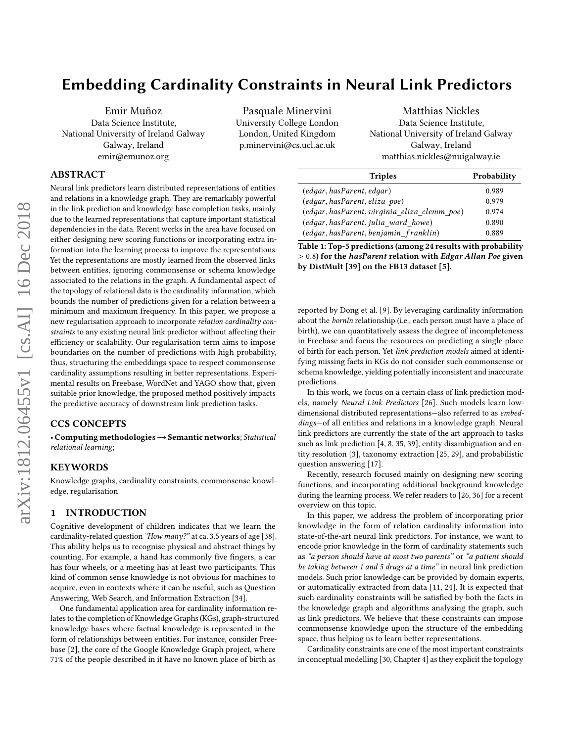# Embedding Cardinality Constraints in Neural Link Predictors

Emir Muñoz
Data Science Institute,
National University of Ireland Galway
Galway, Ireland
emir@emunoz.org

Pasquale Minervini
University College London
London, United Kingdom
p.minervini@cs.ucl.ac.uk

Matthias Nickles
Data Science Institute,
National University of Ireland Galway
Galway, Ireland
matthias.nickles@nuigalway.ie

## ABSTRACT

Neural link predictors learn distributed representations of entities and relations in a knowledge graph. They are remarkably powerful in the link prediction and knowledge base completion tasks, mainly due to the learned representations that capture important statistical dependencies in the data. Recent works in the area have focused on either designing new scoring functions or incorporating extra information into the learning process to improve the representations. Yet the representations are mostly learned from the observed links between entities, ignoring commonsense or schema knowledge associated to the relations in the graph. A fundamental aspect of the topology of relational data is the cardinality information, which bounds the number of predictions given for a relation between a minimum and maximum frequency. In this paper, we propose a new regularisation approach to incorporate *relation cardinality constraints* to any existing neural link predictor without affecting their efficiency or scalability. Our regularisation term aims to impose boundaries on the number of predictions with high probability, thus, structuring the embeddings space to respect commonsense cardinality assumptions resulting in better representations. Experimental results on Freebase, WordNet and YAGO show that, given suitable prior knowledge, the proposed method positively impacts the predictive accuracy of downstream link prediction tasks.

## CCS CONCEPTS

• **Computing methodologies → Semantic networks**; *Statistical relational learning*;

## KEYWORDS

Knowledge graphs, cardinality constraints, commonsense knowledge, regularisation

## 1 INTRODUCTION

Cognitive development of children indicates that we learn the cardinality-related question *"How many?"* at ca. 3.5 years of age [38]. This ability helps us to recognise physical and abstract things by counting. For example, a hand has commonly five fingers, a car has four wheels, or a meeting has at least two participants. This kind of common sense knowledge is not obvious for machines to acquire, even in contexts where it can be useful, such as Question Answering, Web Search, and Information Extraction [34].

One fundamental application area for cardinality information relates to the completion of Knowledge Graphs (KGs), graph-structured knowledge bases where factual knowledge is represented in the form of relationships between entities. For instance, consider Freebase [2], the core of the Google Knowledge Graph project, where 71% of the people described in it have no known place of birth as reported by Dong et al. [9]. By leveraging cardinality information about the *bornIn* relationship (i.e., each person must have a place of birth), we can quantitatively assess the degree of incompleteness in Freebase and focus the resources on predicting a single place of birth for each person. Yet *link prediction models* aimed at identifying missing facts in KGs do not consider such commonsense or schema knowledge, yielding potentially inconsistent and inaccurate predictions.

| Triples | Probability |
|---|---|
| $(edgar, hasParent, edgar)$ | 0.989 |
| $(edgar, hasParent, eliza\_poe)$ | 0.979 |
| $(edgar, hasParent, virginia\_eliza\_clemm\_poe)$ | 0.974 |
| $(edgar, hasParent, julia\_ward\_howe)$ | 0.890 |
| $(edgar, hasParent, benjamin\_franklin)$ | 0.889 |

**Table 1: Top-5 predictions (among 24 results with probability $> 0.8$) for the *hasParent* relation with *Edgar Allan Poe* given by DistMult [39] on the FB13 dataset [5].**

In this work, we focus on a certain class of link prediction models, namely *Neural Link Predictors* [26]. Such models learn low-dimensional distributed representations—also referred to as *embeddings*—of all entities and relations in a knowledge graph. Neural link predictors are currently the state of the art approach to tasks such as link prediction [4, 8, 35, 39], entity disambiguation and entity resolution [3], taxonomy extraction [25, 29], and probabilistic question answering [17].

Recently, research focused mainly on designing new scoring functions, and incorporating additional background knowledge during the learning process. We refer readers to [26, 36] for a recent overview on this topic.

In this paper, we address the problem of incorporating prior knowledge in the form of relation cardinality information into state-of-the-art neural link predictors. For instance, we want to encode prior knowledge in the form of cardinality statements such as *"a person should have at most two parents"* or *"a patient should be taking between 1 and 5 drugs at a time"* in neural link prediction models. Such prior knowledge can be provided by domain experts, or automatically extracted from data [11, 24]. It is expected that such cardinality constraints will be satisfied by both the facts in the knowledge graph and algorithms analysing the graph, such as link predictors. We believe that these constraints can impose commonsense knowledge upon the structure of the embedding space, thus helping us to learn better representations.

Cardinality constraints are one of the most important constraints in conceptual modelling [30, Chapter 4] as they explicit the topology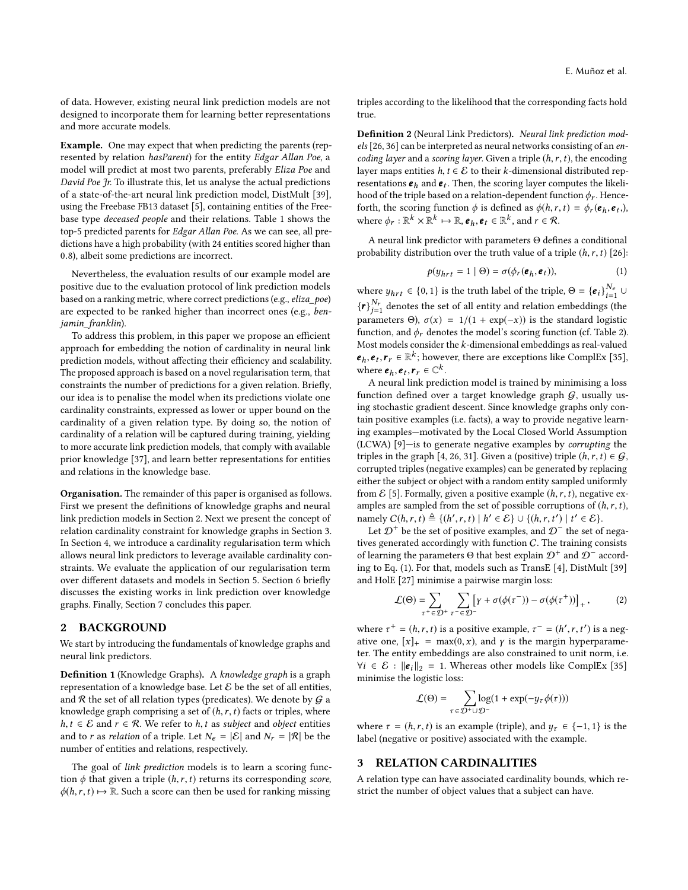of data. However, existing neural link prediction models are not designed to incorporate them for learning better representations and more accurate models.

**Example.** One may expect that when predicting the parents (represented by relation *hasParent*) for the entity *Edgar Allan Poe*, a model will predict at most two parents, preferably *Eliza Poe* and *David Poe Jr.* To illustrate this, let us analyse the actual predictions of a state-of-the-art neural link prediction model, DistMult [39], using the Freebase FB13 dataset [5], containing entities of the Freebase type *deceased people* and their relations. Table 1 shows the top-5 predicted parents for *Edgar Allan Poe*. As we can see, all predictions have a high probability (with 24 entities scored higher than 0.8), albeit some predictions are incorrect.

Nevertheless, the evaluation results of our example model are positive due to the evaluation protocol of link prediction models based on a ranking metric, where correct predictions (e.g., *eliza_poe*) are expected to be ranked higher than incorrect ones (e.g., *benjamin_franklin*).

To address this problem, in this paper we propose an efficient approach for embedding the notion of cardinality in neural link prediction models, without affecting their efficiency and scalability. The proposed approach is based on a novel regularisation term, that constraints the number of predictions for a given relation. Briefly, our idea is to penalise the model when its predictions violate one cardinality constraints, expressed as lower or upper bound on the cardinality of a given relation type. By doing so, the notion of cardinality of a relation will be captured during training, yielding to more accurate link prediction models, that comply with available prior knowledge [37], and learn better representations for entities and relations in the knowledge base.

**Organisation.** The remainder of this paper is organised as follows. First we present the definitions of knowledge graphs and neural link prediction models in Section 2. Next we present the concept of relation cardinality constraint for knowledge graphs in Section 3. In Section 4, we introduce a cardinality regularisation term which allows neural link predictors to leverage available cardinality constraints. We evaluate the application of our regularisation term over different datasets and models in Section 5. Section 6 briefly discusses the existing works in link prediction over knowledge graphs. Finally, Section 7 concludes this paper.

## 2 BACKGROUND

We start by introducing the fundamentals of knowledge graphs and neural link predictors.

**Definition 1** (Knowledge Graphs)**.** A *knowledge graph* is a graph representation of a knowledge base. Let $\mathcal{E}$ be the set of all entities, and $\mathcal{R}$ the set of all relation types (predicates). We denote by $\mathcal{G}$ a knowledge graph comprising a set of $(h, r, t)$ facts or triples, where $h, t \in \mathcal{E}$ and $r \in \mathcal{R}$. We refer to $h, t$ as *subject* and *object* entities and to $r$ as *relation* of a triple. Let $N_e = |\mathcal{E}|$ and $N_r = |\mathcal{R}|$ be the number of entities and relations, respectively.

The goal of *link prediction* models is to learn a scoring function $\phi$ that given a triple $(h, r, t)$ returns its corresponding *score*, $\phi(h, r, t) \mapsto \mathbb{R}$. Such a score can then be used for ranking missing triples according to the likelihood that the corresponding facts hold true.

**Definition 2** (Neural Link Predictors)**.** *Neural link prediction models* [26, 36] can be interpreted as neural networks consisting of an *encoding layer* and a *scoring layer*. Given a triple $(h, r, t)$, the encoding layer maps entities $h, t \in \mathcal{E}$ to their $k$-dimensional distributed representations $\boldsymbol{e}_h$ and $\boldsymbol{e}_t$. Then, the scoring layer computes the likelihood of the triple based on a relation-dependent function $\phi_r$. Henceforth, the scoring function $\phi$ is defined as $\phi(h, r, t) = \phi_r(\boldsymbol{e}_h, \boldsymbol{e}_t,)$, where $\phi_r : \mathbb{R}^k \times \mathbb{R}^k \mapsto \mathbb{R}$, $\boldsymbol{e}_h, \boldsymbol{e}_t \in \mathbb{R}^k$, and $r \in \mathcal{R}$.

A neural link predictor with parameters $\Theta$ defines a conditional probability distribution over the truth value of a triple $(h, r, t)$ [26]:

$$p(y_{hrt} = 1 \mid \Theta) = \sigma(\phi_r(\boldsymbol{e}_h, \boldsymbol{e}_t)), \tag{1}$$

where $y_{hrt} \in \{0, 1\}$ is the truth label of the triple, $\Theta = \{\boldsymbol{e}_i\}_{i=1}^{N_e} \cup \{\boldsymbol{r}\}_{j=1}^{N_r}$ denotes the set of all entity and relation embeddings (the parameters $\Theta$), $\sigma(x) = 1/(1 + \exp(-x))$ is the standard logistic function, and $\phi_r$ denotes the model's scoring function (cf. Table 2). Most models consider the $k$-dimensional embeddings as real-valued $\boldsymbol{e}_h, \boldsymbol{e}_t, \boldsymbol{r}_r \in \mathbb{R}^k$; however, there are exceptions like ComplEx [35], where $\boldsymbol{e}_h, \boldsymbol{e}_t, \boldsymbol{r}_r \in \mathbb{C}^k$.

A neural link prediction model is trained by minimising a loss function defined over a target knowledge graph $\mathcal{G}$, usually using stochastic gradient descent. Since knowledge graphs only contain positive examples (i.e. facts), a way to provide negative learning examples—motivated by the Local Closed World Assumption (LCWA) [9]—is to generate negative examples by *corrupting* the triples in the graph [4, 26, 31]. Given a (positive) triple $(h, r, t) \in \mathcal{G}$, corrupted triples (negative examples) can be generated by replacing either the subject or object with a random entity sampled uniformly from $\mathcal{E}$ [5]. Formally, given a positive example $(h, r, t)$, negative examples are sampled from the set of possible corruptions of $(h, r, t)$, namely $\mathcal{C}(h, r, t) \triangleq \{(h', r, t) \mid h' \in \mathcal{E}\} \cup \{(h, r, t') \mid t' \in \mathcal{E}\}$.

Let $\mathcal{D}^+$ be the set of positive examples, and $\mathcal{D}^-$ the set of negatives generated accordingly with function $\mathcal{C}$. The training consists of learning the parameters $\Theta$ that best explain $\mathcal{D}^+$ and $\mathcal{D}^-$ according to Eq. (1). For that, models such as TransE [4], DistMult [39] and HolE [27] minimise a pairwise margin loss:

$$\mathcal{L}(\Theta) = \sum_{\tau^+ \in \mathcal{D}^+} \sum_{\tau^- \in \mathcal{D}^-} \left[\gamma + \sigma(\phi(\tau^-)) - \sigma(\phi(\tau^+))\right]_+, \tag{2}$$

where $\tau^+ = (h, r, t)$ is a positive example, $\tau^- = (h', r, t')$ is a negative one, $[x]_+ = \max(0, x)$, and $\gamma$ is the margin hyperparameter. The entity embeddings are also constrained to unit norm, i.e. $\forall i \in \mathcal{E} : \|\boldsymbol{e}_i\|_2 = 1$. Whereas other models like ComplEx [35] minimise the logistic loss:

$$\mathcal{L}(\Theta) = \sum_{\tau \in \mathcal{D}^+ \cup \mathcal{D}^-} \log(1 + \exp(-y_\tau \phi(\tau)))$$

where $\tau = (h, r, t)$ is an example (triple), and $y_\tau \in \{-1, 1\}$ is the label (negative or positive) associated with the example.

## 3 RELATION CARDINALITIES

A relation type can have associated cardinality bounds, which restrict the number of object values that a subject can have.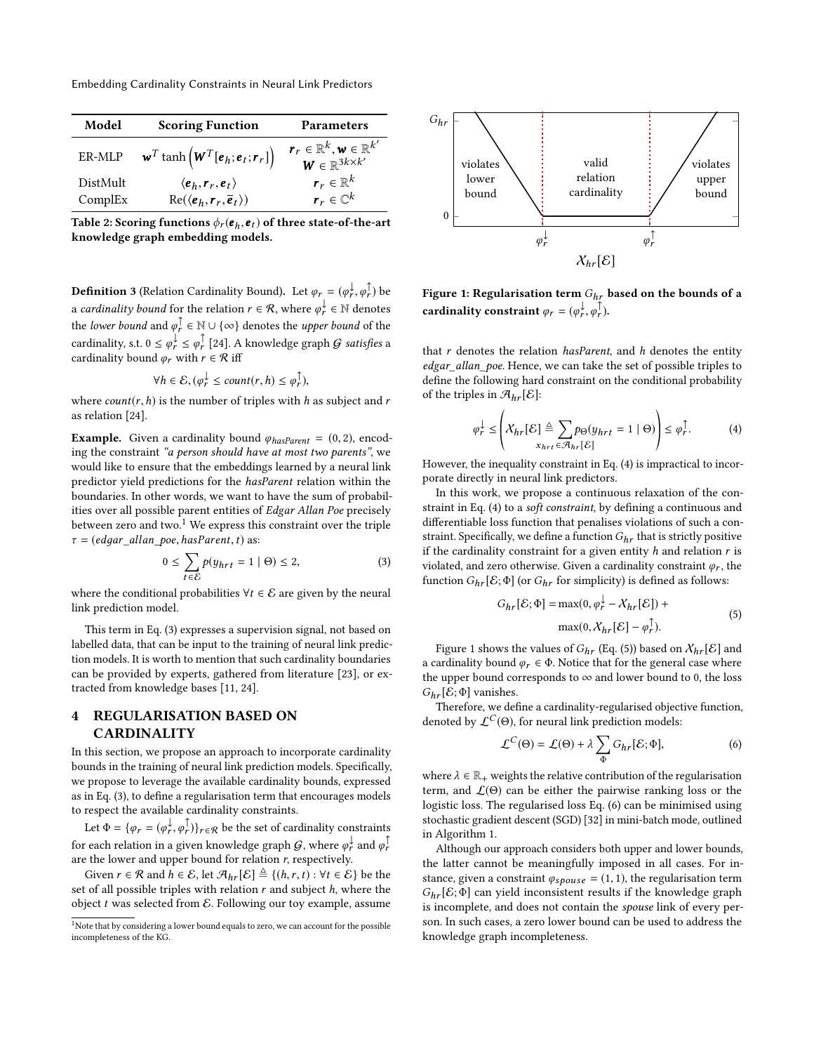| Model | Scoring Function | Parameters |
|---|---|---|
| ER-MLP | $\boldsymbol{w}^T \tanh\left(\boldsymbol{W}^T[\boldsymbol{e}_h; \boldsymbol{e}_t; \boldsymbol{r}_r]\right)$ | $\boldsymbol{r}_r \in \mathbb{R}^k, \boldsymbol{w} \in \mathbb{R}^{k'}$ $\boldsymbol{W} \in \mathbb{R}^{3k \times k'}$ |
| DistMult | $\langle \boldsymbol{e}_h, \boldsymbol{r}_r, \boldsymbol{e}_t \rangle$ | $\boldsymbol{r}_r \in \mathbb{R}^k$ |
| ComplEx | $\text{Re}(\langle \boldsymbol{e}_h, \boldsymbol{r}_r, \overline{\boldsymbol{e}}_t \rangle)$ | $\boldsymbol{r}_r \in \mathbb{C}^k$ |

**Table 2: Scoring functions $\phi_r(\boldsymbol{e}_h, \boldsymbol{e}_t)$ of three state-of-the-art knowledge graph embedding models.**

**Definition 3** (Relation Cardinality Bound)**.** Let $\varphi_r = (\varphi_r^{\downarrow}, \varphi_r^{\uparrow})$ be a *cardinality bound* for the relation $r \in \mathcal{R}$, where $\varphi_r^{\downarrow} \in \mathbb{N}$ denotes the *lower bound* and $\varphi_r^{\uparrow} \in \mathbb{N} \cup \{\infty\}$ denotes the *upper bound* of the cardinality, s.t. $0 \leq \varphi_r^{\downarrow} \leq \varphi_r^{\uparrow}$ [24]. A knowledge graph $\mathcal{G}$ *satisfies* a cardinality bound $\varphi_r$ with $r \in \mathcal{R}$ iff

$$\forall h \in \mathcal{E}, (\varphi_r^{\downarrow} \leq count(r, h) \leq \varphi_r^{\uparrow}),$$

where $count(r, h)$ is the number of triples with $h$ as subject and $r$ as relation [24].

**Example.** Given a cardinality bound $\varphi_{hasParent} = (0, 2)$, encoding the constraint *"a person should have at most two parents"*, we would like to ensure that the embeddings learned by a neural link predictor yield predictions for the *hasParent* relation within the boundaries. In other words, we want to have the sum of probabilities over all possible parent entities of *Edgar Allan Poe* precisely between zero and two.[1] We express this constraint over the triple $\tau = (edgar\_allan\_poe, hasParent, t)$ as:

$$0 \leq \sum_{t \in \mathcal{E}} p(y_{hrt} = 1 \mid \Theta) \leq 2, \tag{3}$$

where the conditional probabilities $\forall t \in \mathcal{E}$ are given by the neural link prediction model.

This term in Eq. (3) expresses a supervision signal, not based on labelled data, that can be input to the training of neural link prediction models. It is worth to mention that such cardinality boundaries can be provided by experts, gathered from literature [23], or extracted from knowledge bases [11, 24].

## 4 REGULARISATION BASED ON CARDINALITY

In this section, we propose an approach to incorporate cardinality bounds in the training of neural link prediction models. Specifically, we propose to leverage the available cardinality bounds, expressed as in Eq. (3), to define a regularisation term that encourages models to respect the available cardinality constraints.

Let $\Phi = \{\varphi_r = (\varphi_r^{\downarrow}, \varphi_r^{\uparrow})\}_{r \in \mathcal{R}}$ be the set of cardinality constraints for each relation in a given knowledge graph $\mathcal{G}$, where $\varphi_r^{\downarrow}$ and $\varphi_r^{\uparrow}$ are the lower and upper bound for relation $r$, respectively.

Given $r \in \mathcal{R}$ and $h \in \mathcal{E}$, let $\mathcal{A}_{hr}[\mathcal{E}] \triangleq \{(h, r, t) : \forall t \in \mathcal{E}\}$ be the set of all possible triples with relation $r$ and subject $h$, where the object $t$ was selected from $\mathcal{E}$. Following our toy example, assume that $r$ denotes the relation *hasParent*, and $h$ denotes the entity *edgar_allan_poe*. Hence, we can take the set of possible triples to define the following hard constraint on the conditional probability of the triples in $\mathcal{A}_{hr}[\mathcal{E}]$:

$$\varphi_r^{\downarrow} \leq \left( \mathcal{X}_{hr}[\mathcal{E}] \triangleq \sum_{x_{hrt} \in \mathcal{A}_{hr}[\mathcal{E}]} p_{\Theta}(y_{hrt} = 1 \mid \Theta) \right) \leq \varphi_r^{\uparrow}. \tag{4}$$

However, the inequality constraint in Eq. (4) is impractical to incorporate directly in neural link predictors.

In this work, we propose a continuous relaxation of the constraint in Eq. (4) to a *soft constraint*, by defining a continuous and differentiable loss function that penalises violations of such a constraint. Specifically, we define a function $G_{hr}$ that is strictly positive if the cardinality constraint for a given entity $h$ and relation $r$ is violated, and zero otherwise. Given a cardinality constraint $\varphi_r$, the function $G_{hr}[\mathcal{E}; \Phi]$ (or $G_{hr}$ for simplicity) is defined as follows:

$$\begin{aligned} G_{hr}[\mathcal{E}; \Phi] = & \max(0, \varphi_r^{\downarrow} - \mathcal{X}_{hr}[\mathcal{E}]) + \\ & \max(0, \mathcal{X}_{hr}[\mathcal{E}] - \varphi_r^{\uparrow}). \end{aligned} \tag{5}$$

**Figure 1: Regularisation term $G_{hr}$ based on the bounds of a cardinality constraint $\varphi_r = (\varphi_r^{\downarrow}, \varphi_r^{\uparrow})$.**

Figure 1 shows the values of $G_{hr}$ (Eq. (5)) based on $\mathcal{X}_{hr}[\mathcal{E}]$ and a cardinality bound $\varphi_r \in \Phi$. Notice that for the general case where the upper bound corresponds to $\infty$ and lower bound to 0, the loss $G_{hr}[\mathcal{E}; \Phi]$ vanishes.

Therefore, we define a cardinality-regularised objective function, denoted by $\mathcal{L}^C(\Theta)$, for neural link prediction models:

$$\mathcal{L}^C(\Theta) = \mathcal{L}(\Theta) + \lambda \sum_{\Phi} G_{hr}[\mathcal{E}; \Phi], \tag{6}$$

where $\lambda \in \mathbb{R}_+$ weights the relative contribution of the regularisation term, and $\mathcal{L}(\Theta)$ can be either the pairwise ranking loss or the logistic loss. The regularised loss Eq. (6) can be minimised using stochastic gradient descent (SGD) [32] in mini-batch mode, outlined in Algorithm 1.

Although our approach considers both upper and lower bounds, the latter cannot be meaningfully imposed in all cases. For instance, given a constraint $\varphi_{spouse} = (1, 1)$, the regularisation term $G_{hr}[\mathcal{E}; \Phi]$ can yield inconsistent results if the knowledge graph is incomplete, and does not contain the *spouse* link of every person. In such cases, a zero lower bound can be used to address the knowledge graph incompleteness.

[1] Note that by considering a lower bound equals to zero, we can account for the possible incompleteness of the KG.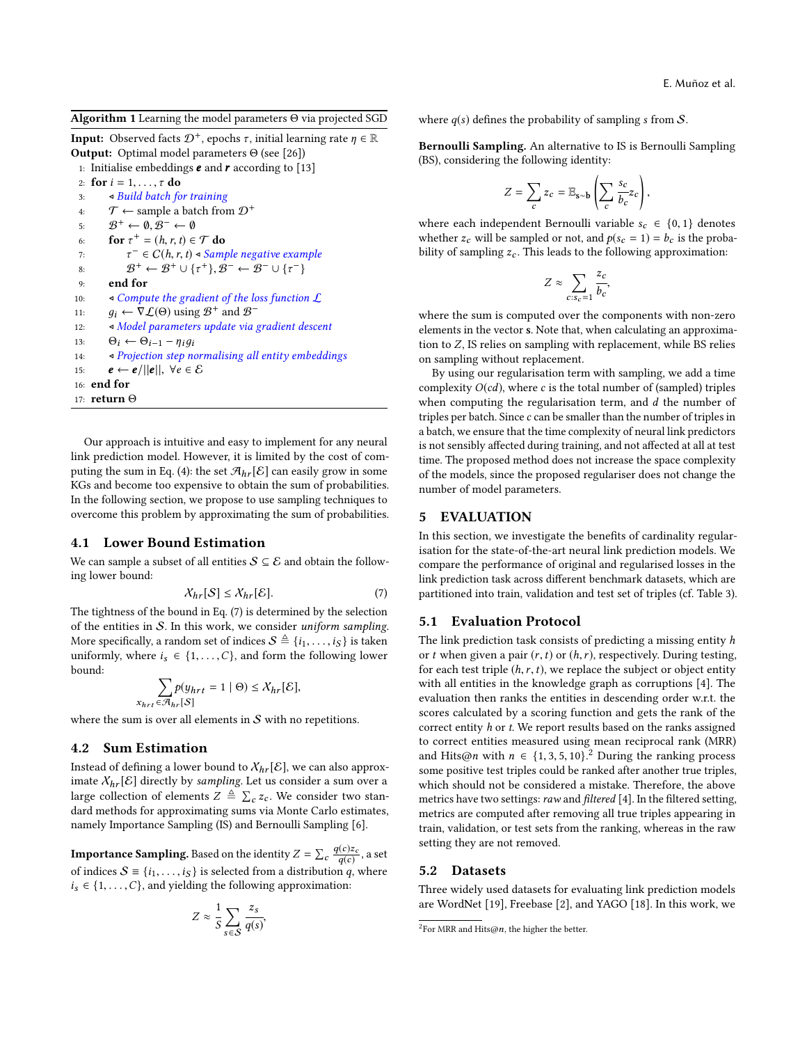**Algorithm 1** Learning the model parameters Θ via projected SGD

**Input:** Observed facts $\mathcal{D}^+$, epochs $\tau$, initial learning rate $\eta \in \mathbb{R}$
**Output:** Optimal model parameters Θ (see [26])

```
1:  Initialise embeddings e and r according to [13]
2:  for i = 1, ..., τ do
3:      ◃ Build batch for training
4:      T ← sample a batch from D+
5:      B+ ← ∅, B− ← ∅
6:      for τ+ = (h, r, t) ∈ T do
7:          τ− ∈ C(h, r, t) ◃ Sample negative example
8:          B+ ← B+ ∪ {τ+}, B− ← B− ∪ {τ−}
9:      end for
10:     ◃ Compute the gradient of the loss function L
11:     g_i ← ∇L(Θ) using B+ and B−
12:     ◃ Model parameters update via gradient descent
13:     Θ_i ← Θ_{i−1} − η_i g_i
14:     ◃ Projection step normalising all entity embeddings
15:     e ← e/||e||, ∀e ∈ E
16: end for
17: return Θ
```

Our approach is intuitive and easy to implement for any neural link prediction model. However, it is limited by the cost of computing the sum in Eq. (4): the set $\mathcal{A}_{hr}[\mathcal{E}]$ can easily grow in some KGs and become too expensive to obtain the sum of probabilities. In the following section, we propose to use sampling techniques to overcome this problem by approximating the sum of probabilities.

### 4.1 Lower Bound Estimation

We can sample a subset of all entities $\mathcal{S} \subseteq \mathcal{E}$ and obtain the following lower bound:

$$\mathcal{X}_{hr}[\mathcal{S}] \leq \mathcal{X}_{hr}[\mathcal{E}]. \tag{7}$$

The tightness of the bound in Eq. (7) is determined by the selection of the entities in $\mathcal{S}$. In this work, we consider *uniform sampling*. More specifically, a random set of indices $\mathcal{S} \triangleq \{i_1, \ldots, i_S\}$ is taken uniformly, where $i_s \in \{1, \ldots, C\}$, and form the following lower bound:

$$\sum_{x_{hrt} \in \mathcal{A}_{hr}[\mathcal{S}]} p(y_{hrt} = 1 \mid \Theta) \leq \mathcal{X}_{hr}[\mathcal{E}],$$

where the sum is over all elements in $\mathcal{S}$ with no repetitions.

### 4.2 Sum Estimation

Instead of defining a lower bound to $\mathcal{X}_{hr}[\mathcal{E}]$, we can also approximate $\mathcal{X}_{hr}[\mathcal{E}]$ directly by *sampling*. Let us consider a sum over a large collection of elements $Z \triangleq \sum_c z_c$. We consider two standard methods for approximating sums via Monte Carlo estimates, namely Importance Sampling (IS) and Bernoulli Sampling [6].

**Importance Sampling.** Based on the identity $Z = \sum_c \frac{q(c) z_c}{q(c)}$, a set of indices $\mathcal{S} \equiv \{i_1, \ldots, i_S\}$ is selected from a distribution $q$, where $i_s \in \{1, \ldots, C\}$, and yielding the following approximation:

$$Z \approx \frac{1}{S} \sum_{s \in \mathcal{S}} \frac{z_s}{q(s)},$$

where $q(s)$ defines the probability of sampling $s$ from $\mathcal{S}$.

**Bernoulli Sampling.** An alternative to IS is Bernoulli Sampling (BS), considering the following identity:

$$Z = \sum_c z_c = \mathbb{E}_{\mathbf{s} \sim \mathbf{b}} \left( \sum_c \frac{s_c}{b_c} z_c \right),$$

where each independent Bernoulli variable $s_c \in \{0, 1\}$ denotes whether $z_c$ will be sampled or not, and $p(s_c = 1) = b_c$ is the probability of sampling $z_c$. This leads to the following approximation:

$$Z \approx \sum_{c : s_c = 1} \frac{z_c}{b_c},$$

where the sum is computed over the components with non-zero elements in the vector $\mathbf{s}$. Note that, when calculating an approximation to $Z$, IS relies on sampling with replacement, while BS relies on sampling without replacement.

By using our regularisation term with sampling, we add a time complexity $O(cd)$, where $c$ is the total number of (sampled) triples when computing the regularisation term, and $d$ the number of triples per batch. Since $c$ can be smaller than the number of triples in a batch, we ensure that the time complexity of neural link predictors is not sensibly affected during training, and not affected at all at test time. The proposed method does not increase the space complexity of the models, since the proposed regulariser does not change the number of model parameters.

## 5 EVALUATION

In this section, we investigate the benefits of cardinality regularisation for the state-of-the-art neural link prediction models. We compare the performance of original and regularised losses in the link prediction task across different benchmark datasets, which are partitioned into train, validation and test set of triples (cf. Table 3).

### 5.1 Evaluation Protocol

The link prediction task consists of predicting a missing entity $h$ or $t$ when given a pair $(r, t)$ or $(h, r)$, respectively. During testing, for each test triple $(h, r, t)$, we replace the subject or object entity with all entities in the knowledge graph as corruptions [4]. The evaluation then ranks the entities in descending order w.r.t. the scores calculated by a scoring function and gets the rank of the correct entity $h$ or $t$. We report results based on the ranks assigned to correct entities measured using mean reciprocal rank (MRR) and Hits@$n$ with $n \in \{1, 3, 5, 10\}$.[2] During the ranking process some positive test triples could be ranked after another true triples, which should not be considered a mistake. Therefore, the above metrics have two settings: *raw* and *filtered* [4]. In the filtered setting, metrics are computed after removing all true triples appearing in train, validation, or test sets from the ranking, whereas in the raw setting they are not removed.

### 5.2 Datasets

Three widely used datasets for evaluating link prediction models are WordNet [19], Freebase [2], and YAGO [18]. In this work, we

[2] For MRR and Hits@$n$, the higher the better.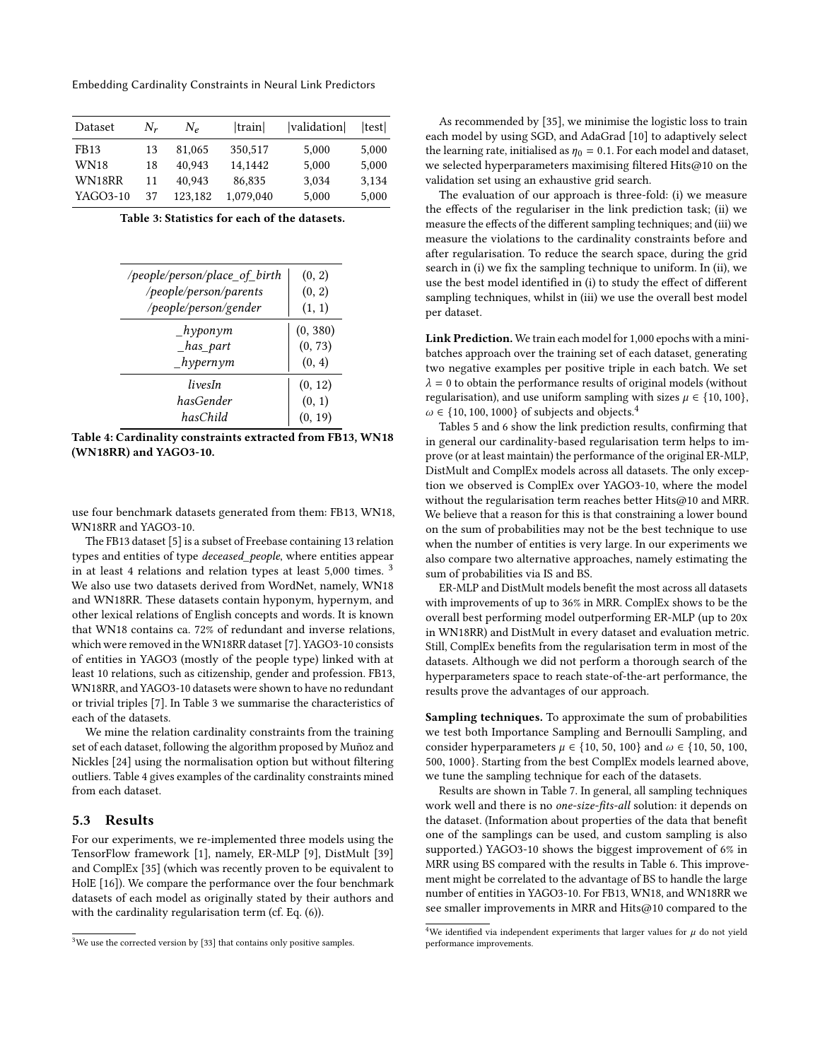| Dataset | $N_r$ | $N_e$ | \|train\| | \|validation\| | \|test\| |
|---|---|---|---|---|---|
| FB13 | 13 | 81,065 | 350,517 | 5,000 | 5,000 |
| WN18 | 18 | 40,943 | 14,1442 | 5,000 | 5,000 |
| WN18RR | 11 | 40,943 | 86,835 | 3,034 | 3,134 |
| YAGO3-10 | 37 | 123,182 | 1,079,040 | 5,000 | 5,000 |

**Table 3: Statistics for each of the datasets.**

| | |
|---|---|
| */people/person/place_of_birth* | (0, 2) |
| */people/person/parents* | (0, 2) |
| */people/person/gender* | (1, 1) |
| *_hyponym* | (0, 380) |
| *_has_part* | (0, 73) |
| *_hypernym* | (0, 4) |
| *livesIn* | (0, 12) |
| *hasGender* | (0, 1) |
| *hasChild* | (0, 19) |

**Table 4: Cardinality constraints extracted from FB13, WN18 (WN18RR) and YAGO3-10.**

use four benchmark datasets generated from them: FB13, WN18, WN18RR and YAGO3-10.

The FB13 dataset [5] is a subset of Freebase containing 13 relation types and entities of type *deceased_people*, where entities appear in at least 4 relations and relation types at least 5,000 times. [3] We also use two datasets derived from WordNet, namely, WN18 and WN18RR. These datasets contain hyponym, hypernym, and other lexical relations of English concepts and words. It is known that WN18 contains ca. 72% of redundant and inverse relations, which were removed in the WN18RR dataset [7]. YAGO3-10 consists of entities in YAGO3 (mostly of the people type) linked with at least 10 relations, such as citizenship, gender and profession. FB13, WN18RR, and YAGO3-10 datasets were shown to have no redundant or trivial triples [7]. In Table 3 we summarise the characteristics of each of the datasets.

We mine the relation cardinality constraints from the training set of each dataset, following the algorithm proposed by Muñoz and Nickles [24] using the normalisation option but without filtering outliers. Table 4 gives examples of the cardinality constraints mined from each dataset.

## 5.3 Results

For our experiments, we re-implemented three models using the TensorFlow framework [1], namely, ER-MLP [9], DistMult [39] and ComplEx [35] (which was recently proven to be equivalent to HolE [16]). We compare the performance over the four benchmark datasets of each model as originally stated by their authors and with the cardinality regularisation term (cf. Eq. (6)).

[3] We use the corrected version by [33] that contains only positive samples.

As recommended by [35], we minimise the logistic loss to train each model by using SGD, and AdaGrad [10] to adaptively select the learning rate, initialised as $\eta_0 = 0.1$. For each model and dataset, we selected hyperparameters maximising filtered Hits@10 on the validation set using an exhaustive grid search.

The evaluation of our approach is three-fold: (i) we measure the effects of the regulariser in the link prediction task; (ii) we measure the effects of the different sampling techniques; and (iii) we measure the violations to the cardinality constraints before and after regularisation. To reduce the search space, during the grid search in (i) we fix the sampling technique to uniform. In (ii), we use the best model identified in (i) to study the effect of different sampling techniques, whilst in (iii) we use the overall best model per dataset.

**Link Prediction.** We train each model for 1,000 epochs with a mini-batches approach over the training set of each dataset, generating two negative examples per positive triple in each batch. We set $\lambda = 0$ to obtain the performance results of original models (without regularisation), and use uniform sampling with sizes $\mu \in \{10, 100\}$, $\omega \in \{10, 100, 1000\}$ of subjects and objects.[4]

Tables 5 and 6 show the link prediction results, confirming that in general our cardinality-based regularisation term helps to improve (or at least maintain) the performance of the original ER-MLP, DistMult and ComplEx models across all datasets. The only exception we observed is ComplEx over YAGO3-10, where the model without the regularisation term reaches better Hits@10 and MRR. We believe that a reason for this is that constraining a lower bound on the sum of probabilities may not be the best technique to use when the number of entities is very large. In our experiments we also compare two alternative approaches, namely estimating the sum of probabilities via IS and BS.

ER-MLP and DistMult models benefit the most across all datasets with improvements of up to 36% in MRR. ComplEx shows to be the overall best performing model outperforming ER-MLP (up to 20x in WN18RR) and DistMult in every dataset and evaluation metric. Still, ComplEx benefits from the regularisation term in most of the datasets. Although we did not perform a thorough search of the hyperparameters space to reach state-of-the-art performance, the results prove the advantages of our approach.

**Sampling techniques.** To approximate the sum of probabilities we test both Importance Sampling and Bernoulli Sampling, and consider hyperparameters $\mu \in \{10, 50, 100\}$ and $\omega \in \{10, 50, 100, 500, 1000\}$. Starting from the best ComplEx models learned above, we tune the sampling technique for each of the datasets.

Results are shown in Table 7. In general, all sampling techniques work well and there is no *one-size-fits-all* solution: it depends on the dataset. (Information about properties of the data that benefit one of the samplings can be used, and custom sampling is also supported.) YAGO3-10 shows the biggest improvement of 6% in MRR using BS compared with the results in Table 6. This improvement might be correlated to the advantage of BS to handle the large number of entities in YAGO3-10. For FB13, WN18, and WN18RR we see smaller improvements in MRR and Hits@10 compared to the

[4] We identified via independent experiments that larger values for $\mu$ do not yield performance improvements.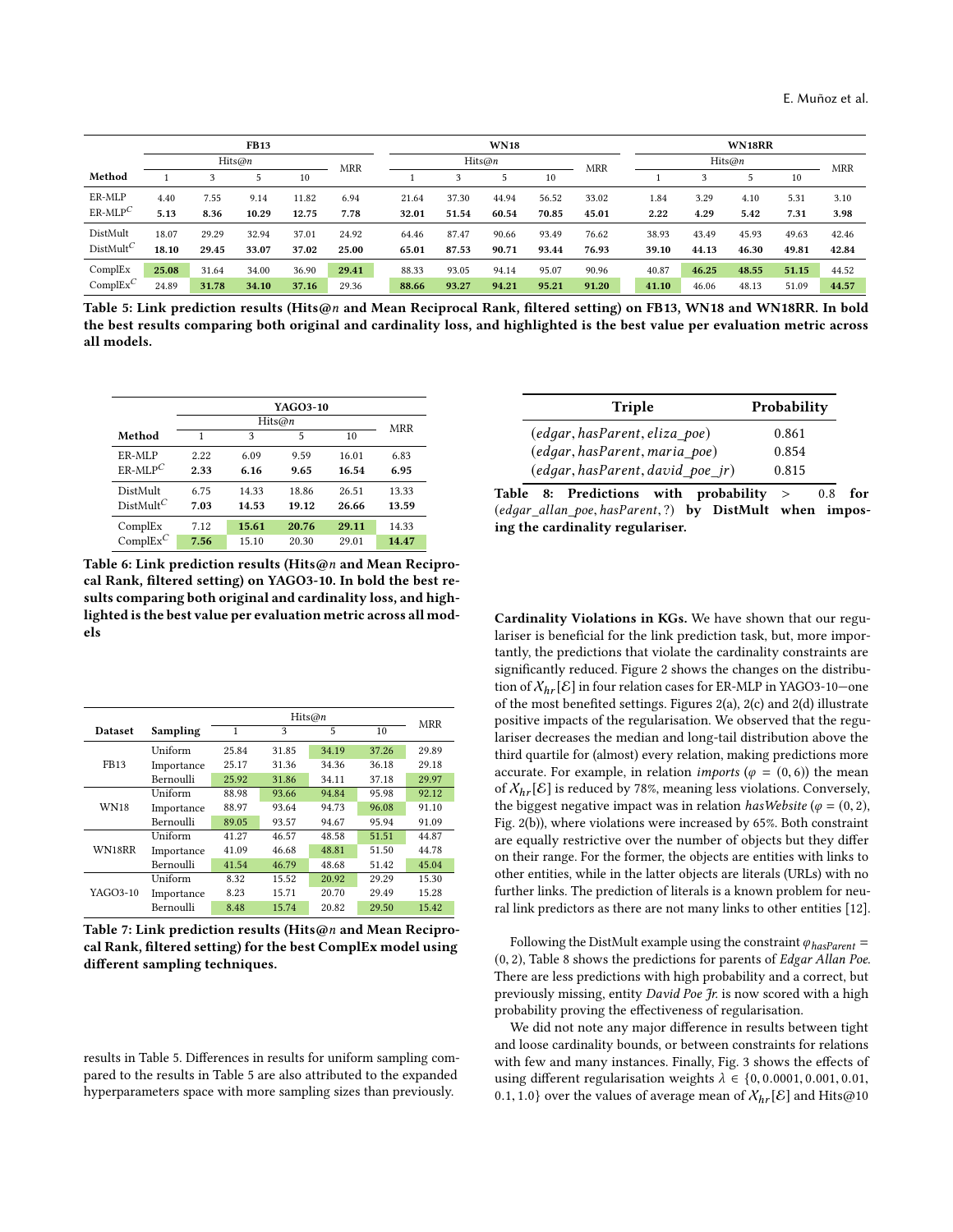| Method | FB13 Hits@1 | Hits@3 | Hits@5 | Hits@10 | MRR | WN18 Hits@1 | Hits@3 | Hits@5 | Hits@10 | MRR | WN18RR Hits@1 | Hits@3 | Hits@5 | Hits@10 | MRR |
|---|---|---|---|---|---|---|---|---|---|---|---|---|---|---|---|
| ER-MLP | 4.40 | 7.55 | 9.14 | 11.82 | 6.94 | 21.64 | 37.30 | 44.94 | 56.52 | 33.02 | 1.84 | 3.29 | 4.10 | 5.31 | 3.10 |
| ER-MLP$^C$ | **5.13** | **8.36** | **10.29** | **12.75** | **7.78** | **32.01** | **51.54** | **60.54** | **70.85** | **45.01** | **2.22** | **4.29** | **5.42** | **7.31** | **3.98** |
| DistMult | 18.07 | 29.29 | 32.94 | 37.01 | 24.92 | 64.46 | 87.47 | 90.66 | 93.49 | 76.62 | 38.93 | 43.49 | 45.93 | 49.63 | 42.46 |
| DistMult$^C$ | **18.10** | **29.45** | **33.07** | **37.02** | **25.00** | **65.01** | **87.53** | **90.71** | **93.44** | **76.93** | **39.10** | **44.13** | **46.30** | **49.81** | **42.84** |
| ComplEx | **25.08** | 31.64 | 34.00 | 36.90 | **29.41** | 88.33 | 93.05 | 94.14 | 95.07 | 90.96 | 40.87 | **46.25** | **48.55** | **51.15** | 44.52 |
| ComplEx$^C$ | 24.89 | **31.78** | **34.10** | **37.16** | 29.36 | **88.66** | **93.27** | **94.21** | **95.21** | **91.20** | **41.10** | 46.06 | 48.13 | 51.09 | **44.57** |

**Table 5: Link prediction results (Hits@$n$ and Mean Reciprocal Rank, filtered setting) on FB13, WN18 and WN18RR. In bold the best results comparing both original and cardinality loss, and highlighted is the best value per evaluation metric across all models.**

| Method | YAGO3-10 Hits@1 | Hits@3 | Hits@5 | Hits@10 | MRR |
|---|---|---|---|---|---|
| ER-MLP | 2.22 | 6.09 | 9.59 | 16.01 | 6.83 |
| ER-MLP$^C$ | **2.33** | **6.16** | **9.65** | **16.54** | **6.95** |
| DistMult | 6.75 | 14.33 | 18.86 | 26.51 | 13.33 |
| DistMult$^C$ | **7.03** | **14.53** | **19.12** | **26.66** | **13.59** |
| ComplEx | 7.12 | **15.61** | **20.76** | **29.11** | 14.33 |
| ComplEx$^C$ | **7.56** | 15.10 | 20.30 | 29.01 | **14.47** |

**Table 6: Link prediction results (Hits@$n$ and Mean Reciprocal Rank, filtered setting) on YAGO3-10. In bold the best results comparing both original and cardinality loss, and highlighted is the best value per evaluation metric across all models**

| Dataset | Sampling | Hits@1 | Hits@3 | Hits@5 | Hits@10 | MRR |
|---|---|---|---|---|---|---|
| FB13 | Uniform | 25.84 | 31.85 | 34.19 | 37.26 | 29.89 |
| | Importance | 25.17 | 31.36 | 34.36 | 36.18 | 29.18 |
| | Bernoulli | 25.92 | 31.86 | 34.11 | 37.18 | 29.97 |
| WN18 | Uniform | 88.98 | 93.66 | 94.84 | 95.98 | 92.12 |
| | Importance | 88.97 | 93.64 | 94.73 | 96.08 | 91.10 |
| | Bernoulli | 89.05 | 93.57 | 94.67 | 95.94 | 91.09 |
| WN18RR | Uniform | 41.27 | 46.57 | 48.58 | 51.51 | 44.87 |
| | Importance | 41.09 | 46.68 | 48.81 | 51.50 | 44.78 |
| | Bernoulli | 41.54 | 46.79 | 48.68 | 51.42 | 45.04 |
| YAGO3-10 | Uniform | 8.32 | 15.52 | 20.92 | 29.29 | 15.30 |
| | Importance | 8.23 | 15.71 | 20.70 | 29.49 | 15.28 |
| | Bernoulli | 8.48 | 15.74 | 20.82 | 29.50 | 15.42 |

**Table 7: Link prediction results (Hits@$n$ and Mean Reciprocal Rank, filtered setting) for the best ComplEx model using different sampling techniques.**

results in Table 5. Differences in results for uniform sampling compared to the results in Table 5 are also attributed to the expanded hyperparameters space with more sampling sizes than previously.

| Triple | Probability |
|---|---|
| $(edgar, hasParent, eliza\_poe)$ | 0.861 |
| $(edgar, hasParent, maria\_poe)$ | 0.854 |
| $(edgar, hasParent, david\_poe\_jr)$ | 0.815 |

**Table 8: Predictions with probability $>$ 0.8 for $(edgar\_allan\_poe, hasParent, ?)$ by DistMult when imposing the cardinality regulariser.**

**Cardinality Violations in KGs.** We have shown that our regulariser is beneficial for the link prediction task, but, more importantly, the predictions that violate the cardinality constraints are significantly reduced. Figure 2 shows the changes on the distribution of $X_{hr}[\mathcal{E}]$ in four relation cases for ER-MLP in YAGO3-10—one of the most benefited settings. Figures 2(a), 2(c) and 2(d) illustrate positive impacts of the regularisation. We observed that the regulariser decreases the median and long-tail distribution above the third quartile for (almost) every relation, making predictions more accurate. For example, in relation *imports* ($\varphi = (0, 6)$) the mean of $X_{hr}[\mathcal{E}]$ is reduced by 78%, meaning less violations. Conversely, the biggest negative impact was in relation *hasWebsite* ($\varphi = (0, 2)$, Fig. 2(b)), where violations were increased by 65%. Both constraint are equally restrictive over the number of objects but they differ on their range. For the former, the objects are entities with links to other entities, while in the latter objects are literals (URLs) with no further links. The prediction of literals is a known problem for neural link predictors as there are not many links to other entities [12].

Following the DistMult example using the constraint $\varphi_{hasParent} = (0, 2)$, Table 8 shows the predictions for parents of *Edgar Allan Poe*. There are less predictions with high probability and a correct, but previously missing, entity *David Poe Jr.* is now scored with a high probability proving the effectiveness of regularisation.

We did not note any major difference in results between tight and loose cardinality bounds, or between constraints for relations with few and many instances. Finally, Fig. 3 shows the effects of using different regularisation weights $\lambda \in \{0, 0.0001, 0.001, 0.01, 0.1, 1.0\}$ over the values of average mean of $X_{hr}[\mathcal{E}]$ and Hits@10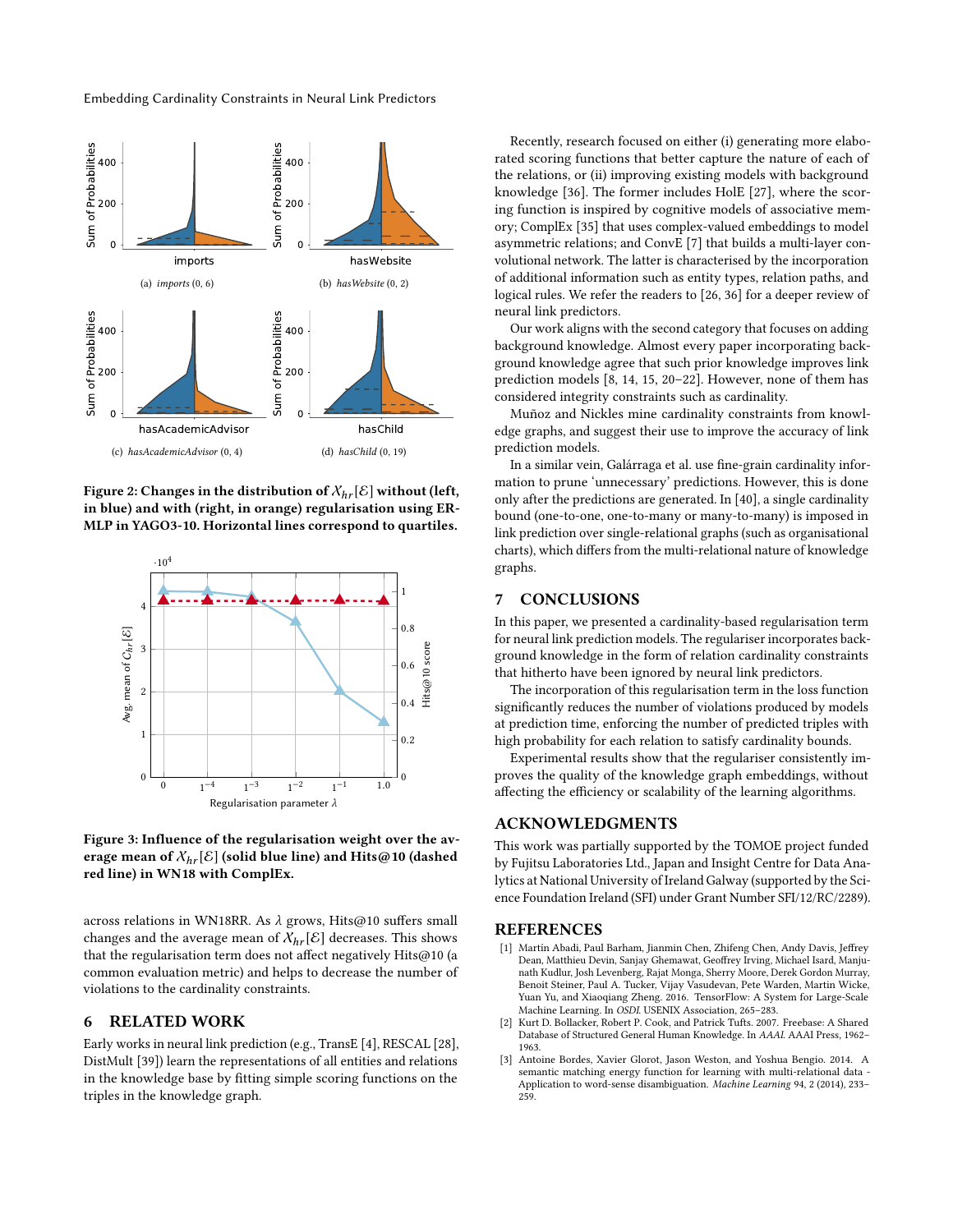Figure 2: Changes in the distribution of $\mathcal{X}_{hr}[\mathcal{E}]$ without (left, in blue) and with (right, in orange) regularisation using ER-MLP in YAGO3-10. Horizontal lines correspond to quartiles.

(a) *imports* (0, 6)

(b) *hasWebsite* (0, 2)

(c) *hasAcademicAdvisor* (0, 4)

(d) *hasChild* (0, 19)

Figure 3: Influence of the regularisation weight over the average mean of $\mathcal{X}_{hr}[\mathcal{E}]$ (solid blue line) and Hits@10 (dashed red line) in WN18 with ComplEx.

across relations in WN18RR. As $\lambda$ grows, Hits@10 suffers small changes and the average mean of $\mathcal{X}_{hr}[\mathcal{E}]$ decreases. This shows that the regularisation term does not affect negatively Hits@10 (a common evaluation metric) and helps to decrease the number of violations to the cardinality constraints.

## 6 RELATED WORK

Early works in neural link prediction (e.g., TransE [4], RESCAL [28], DistMult [39]) learn the representations of all entities and relations in the knowledge base by fitting simple scoring functions on the triples in the knowledge graph.

Recently, research focused on either (i) generating more elaborated scoring functions that better capture the nature of each of the relations, or (ii) improving existing models with background knowledge [36]. The former includes HolE [27], where the scoring function is inspired by cognitive models of associative memory; ComplEx [35] that uses complex-valued embeddings to model asymmetric relations; and ConvE [7] that builds a multi-layer convolutional network. The latter is characterised by the incorporation of additional information such as entity types, relation paths, and logical rules. We refer the readers to [26, 36] for a deeper review of neural link predictors.

Our work aligns with the second category that focuses on adding background knowledge. Almost every paper incorporating background knowledge agree that such prior knowledge improves link prediction models [8, 14, 15, 20–22]. However, none of them has considered integrity constraints such as cardinality.

Muñoz and Nickles mine cardinality constraints from knowledge graphs, and suggest their use to improve the accuracy of link prediction models.

In a similar vein, Galárraga et al. use fine-grain cardinality information to prune 'unnecessary' predictions. However, this is done only after the predictions are generated. In [40], a single cardinality bound (one-to-one, one-to-many or many-to-many) is imposed in link prediction over single-relational graphs (such as organisational charts), which differs from the multi-relational nature of knowledge graphs.

## 7 CONCLUSIONS

In this paper, we presented a cardinality-based regularisation term for neural link prediction models. The regulariser incorporates background knowledge in the form of relation cardinality constraints that hitherto have been ignored by neural link predictors.

The incorporation of this regularisation term in the loss function significantly reduces the number of violations produced by models at prediction time, enforcing the number of predicted triples with high probability for each relation to satisfy cardinality bounds.

Experimental results show that the regulariser consistently improves the quality of the knowledge graph embeddings, without affecting the efficiency or scalability of the learning algorithms.

## ACKNOWLEDGMENTS

This work was partially supported by the TOMOE project funded by Fujitsu Laboratories Ltd., Japan and Insight Centre for Data Analytics at National University of Ireland Galway (supported by the Science Foundation Ireland (SFI) under Grant Number SFI/12/RC/2289).

## REFERENCES

[1] Martín Abadi, Paul Barham, Jianmin Chen, Zhifeng Chen, Andy Davis, Jeffrey Dean, Matthieu Devin, Sanjay Ghemawat, Geoffrey Irving, Michael Isard, Manjunath Kudlur, Josh Levenberg, Rajat Monga, Sherry Moore, Derek Gordon Murray, Benoit Steiner, Paul A. Tucker, Vijay Vasudevan, Pete Warden, Martin Wicke, Yuan Yu, and Xiaoqiang Zheng. 2016. TensorFlow: A System for Large-Scale Machine Learning. In *OSDI*. USENIX Association, 265–283.

[2] Kurt D. Bollacker, Robert P. Cook, and Patrick Tufts. 2007. Freebase: A Shared Database of Structured General Human Knowledge. In *AAAI*. AAAI Press, 1962–1963.

[3] Antoine Bordes, Xavier Glorot, Jason Weston, and Yoshua Bengio. 2014. A semantic matching energy function for learning with multi-relational data - Application to word-sense disambiguation. *Machine Learning* 94, 2 (2014), 233–259.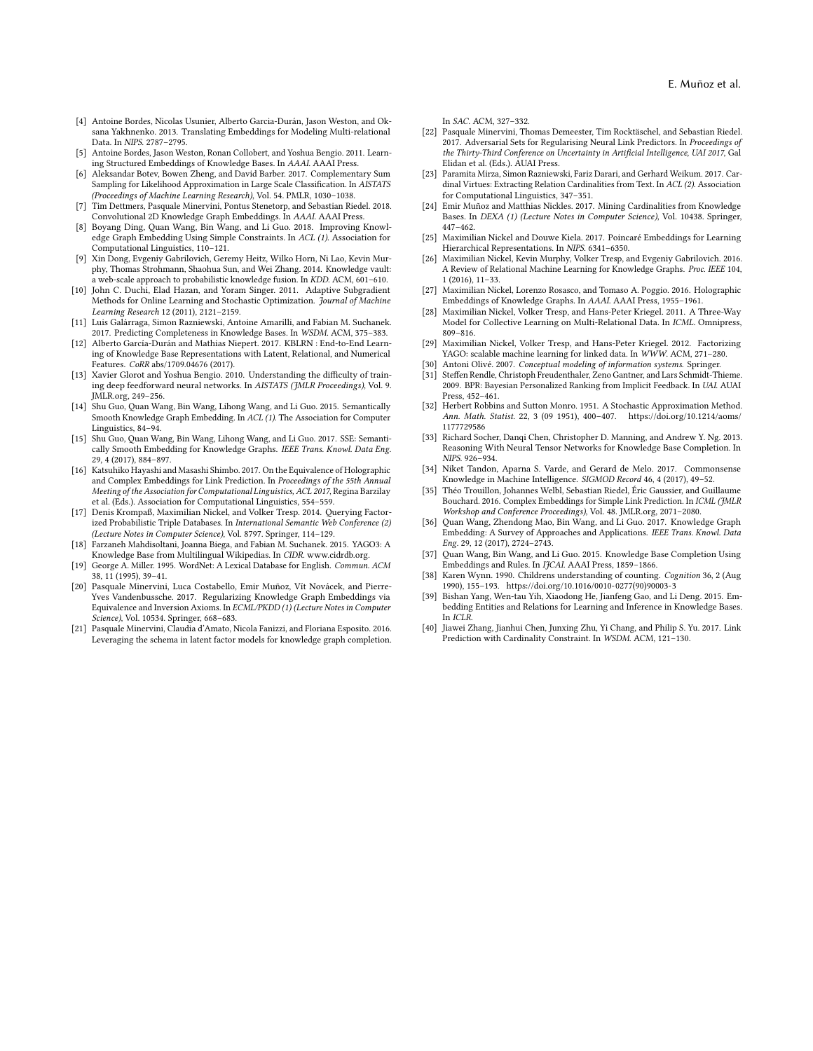[4] Antoine Bordes, Nicolas Usunier, Alberto Garcia-Durán, Jason Weston, and Oksana Yakhnenko. 2013. Translating Embeddings for Modeling Multi-relational Data. In *NIPS*. 2787–2795.

[5] Antoine Bordes, Jason Weston, Ronan Collobert, and Yoshua Bengio. 2011. Learning Structured Embeddings of Knowledge Bases. In *AAAI*. AAAI Press.

[6] Aleksandar Botev, Bowen Zheng, and David Barber. 2017. Complementary Sum Sampling for Likelihood Approximation in Large Scale Classification. In *AISTATS (Proceedings of Machine Learning Research)*, Vol. 54. PMLR, 1030–1038.

[7] Tim Dettmers, Pasquale Minervini, Pontus Stenetorp, and Sebastian Riedel. 2018. Convolutional 2D Knowledge Graph Embeddings. In *AAAI*. AAAI Press.

[8] Boyang Ding, Quan Wang, Bin Wang, and Li Guo. 2018. Improving Knowledge Graph Embedding Using Simple Constraints. In *ACL (1)*. Association for Computational Linguistics, 110–121.

[9] Xin Dong, Evgeniy Gabrilovich, Geremy Heitz, Wilko Horn, Ni Lao, Kevin Murphy, Thomas Strohmann, Shaohua Sun, and Wei Zhang. 2014. Knowledge vault: a web-scale approach to probabilistic knowledge fusion. In *KDD*. ACM, 601–610.

[10] John C. Duchi, Elad Hazan, and Yoram Singer. 2011. Adaptive Subgradient Methods for Online Learning and Stochastic Optimization. *Journal of Machine Learning Research* 12 (2011), 2121–2159.

[11] Luis Galárraga, Simon Razniewski, Antoine Amarilli, and Fabian M. Suchanek. 2017. Predicting Completeness in Knowledge Bases. In *WSDM*. ACM, 375–383.

[12] Alberto García-Durán and Mathias Niepert. 2017. KBLRN : End-to-End Learning of Knowledge Base Representations with Latent, Relational, and Numerical Features. *CoRR* abs/1709.04676 (2017).

[13] Xavier Glorot and Yoshua Bengio. 2010. Understanding the difficulty of training deep feedforward neural networks. In *AISTATS (JMLR Proceedings)*, Vol. 9. JMLR.org, 249–256.

[14] Shu Guo, Quan Wang, Bin Wang, Lihong Wang, and Li Guo. 2015. Semantically Smooth Knowledge Graph Embedding. In *ACL (1)*. The Association for Computer Linguistics, 84–94.

[15] Shu Guo, Quan Wang, Bin Wang, Lihong Wang, and Li Guo. 2017. SSE: Semantically Smooth Embedding for Knowledge Graphs. *IEEE Trans. Knowl. Data Eng.* 29, 4 (2017), 884–897.

[16] Katsuhiko Hayashi and Masashi Shimbo. 2017. On the Equivalence of Holographic and Complex Embeddings for Link Prediction. In *Proceedings of the 55th Annual Meeting of the Association for Computational Linguistics, ACL 2017*, Regina Barzilay et al. (Eds.). Association for Computational Linguistics, 554–559.

[17] Denis Krompaß, Maximilian Nickel, and Volker Tresp. 2014. Querying Factorized Probabilistic Triple Databases. In *International Semantic Web Conference (2) (Lecture Notes in Computer Science)*, Vol. 8797. Springer, 114–129.

[18] Farzaneh Mahdisoltani, Joanna Biega, and Fabian M. Suchanek. 2015. YAGO3: A Knowledge Base from Multilingual Wikipedias. In *CIDR*. www.cidrdb.org.

[19] George A. Miller. 1995. WordNet: A Lexical Database for English. *Commun. ACM* 38, 11 (1995), 39–41.

[20] Pasquale Minervini, Luca Costabello, Emir Muñoz, Vít Novácek, and Pierre-Yves Vandenbussche. 2017. Regularizing Knowledge Graph Embeddings via Equivalence and Inversion Axioms. In *ECML/PKDD (1) (Lecture Notes in Computer Science)*, Vol. 10534. Springer, 668–683.

[21] Pasquale Minervini, Claudia d'Amato, Nicola Fanizzi, and Floriana Esposito. 2016. Leveraging the schema in latent factor models for knowledge graph completion. In *SAC*. ACM, 327–332.

[22] Pasquale Minervini, Thomas Demeester, Tim Rocktäschel, and Sebastian Riedel. 2017. Adversarial Sets for Regularising Neural Link Predictors. In *Proceedings of the Thirty-Third Conference on Uncertainty in Artificial Intelligence, UAI 2017*, Gal Elidan et al. (Eds.). AUAI Press.

[23] Paramita Mirza, Simon Razniewski, Fariz Darari, and Gerhard Weikum. 2017. Cardinal Virtues: Extracting Relation Cardinalities from Text. In *ACL (2)*. Association for Computational Linguistics, 347–351.

[24] Emir Muñoz and Matthias Nickles. 2017. Mining Cardinalities from Knowledge Bases. In *DEXA (1) (Lecture Notes in Computer Science)*, Vol. 10438. Springer, 447–462.

[25] Maximilian Nickel and Douwe Kiela. 2017. Poincaré Embeddings for Learning Hierarchical Representations. In *NIPS*. 6341–6350.

[26] Maximilian Nickel, Kevin Murphy, Volker Tresp, and Evgeniy Gabrilovich. 2016. A Review of Relational Machine Learning for Knowledge Graphs. *Proc. IEEE* 104, 1 (2016), 11–33.

[27] Maximilian Nickel, Lorenzo Rosasco, and Tomaso A. Poggio. 2016. Holographic Embeddings of Knowledge Graphs. In *AAAI*. AAAI Press, 1955–1961.

[28] Maximilian Nickel, Volker Tresp, and Hans-Peter Kriegel. 2011. A Three-Way Model for Collective Learning on Multi-Relational Data. In *ICML*. Omnipress, 809–816.

[29] Maximilian Nickel, Volker Tresp, and Hans-Peter Kriegel. 2012. Factorizing YAGO: scalable machine learning for linked data. In *WWW*. ACM, 271–280.

[30] Antoni Olivé. 2007. *Conceptual modeling of information systems*. Springer.

[31] Steffen Rendle, Christoph Freudenthaler, Zeno Gantner, and Lars Schmidt-Thieme. 2009. BPR: Bayesian Personalized Ranking from Implicit Feedback. In *UAI*. AUAI Press, 452–461.

[32] Herbert Robbins and Sutton Monro. 1951. A Stochastic Approximation Method. *Ann. Math. Statist.* 22, 3 (09 1951), 400–407. https://doi.org/10.1214/aoms/1177729586

[33] Richard Socher, Danqi Chen, Christopher D. Manning, and Andrew Y. Ng. 2013. Reasoning With Neural Tensor Networks for Knowledge Base Completion. In *NIPS*. 926–934.

[34] Niket Tandon, Aparna S. Varde, and Gerard de Melo. 2017. Commonsense Knowledge in Machine Intelligence. *SIGMOD Record* 46, 4 (2017), 49–52.

[35] Théo Trouillon, Johannes Welbl, Sebastian Riedel, Éric Gaussier, and Guillaume Bouchard. 2016. Complex Embeddings for Simple Link Prediction. In *ICML (JMLR Workshop and Conference Proceedings)*, Vol. 48. JMLR.org, 2071–2080.

[36] Quan Wang, Zhendong Mao, Bin Wang, and Li Guo. 2017. Knowledge Graph Embedding: A Survey of Approaches and Applications. *IEEE Trans. Knowl. Data Eng.* 29, 12 (2017), 2724–2743.

[37] Quan Wang, Bin Wang, and Li Guo. 2015. Knowledge Base Completion Using Embeddings and Rules. In *IJCAI*. AAAI Press, 1859–1866.

[38] Karen Wynn. 1990. Childrens understanding of counting. *Cognition* 36, 2 (Aug 1990), 155–193. https://doi.org/10.1016/0010-0277(90)90003-3

[39] Bishan Yang, Wen-tau Yih, Xiaodong He, Jianfeng Gao, and Li Deng. 2015. Embedding Entities and Relations for Learning and Inference in Knowledge Bases. In *ICLR*.

[40] Jiawei Zhang, Jianhui Chen, Junxing Zhu, Yi Chang, and Philip S. Yu. 2017. Link Prediction with Cardinality Constraint. In *WSDM*. ACM, 121–130.